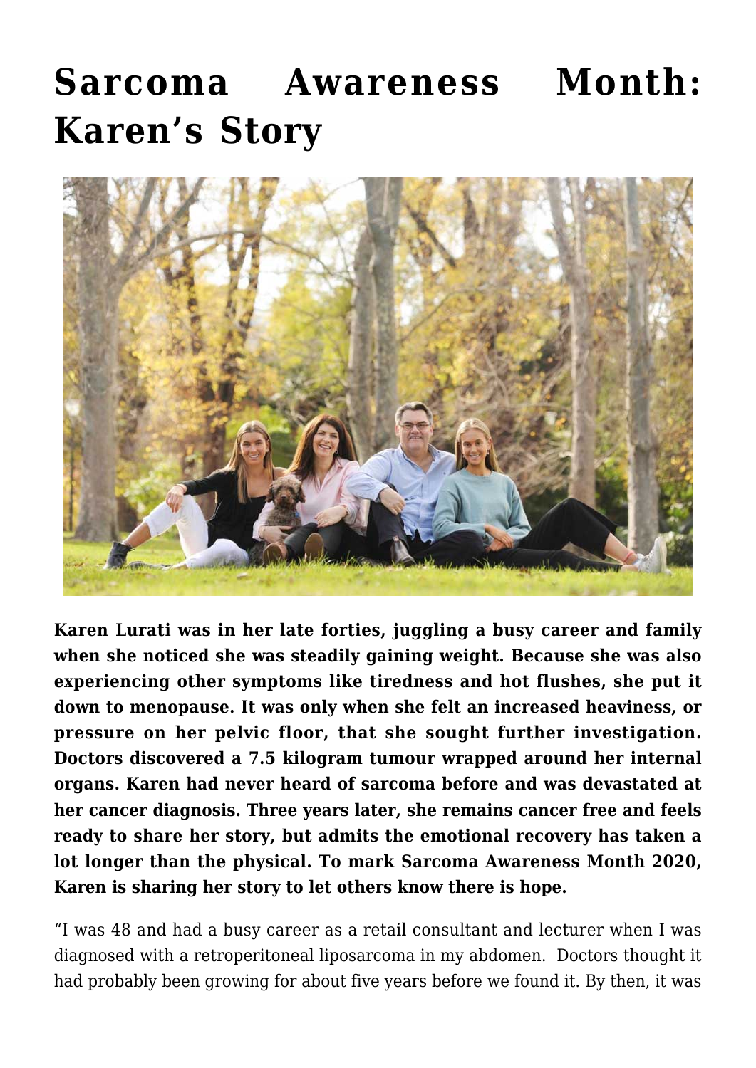# Sarcoma Awareness Month: Karen's Story

**Karen Lurati was in her late forties, juggling a busy career and family when she noticed she was steadily gaining weight. Because she was also experiencing other symptoms like tiredness and hot flushes, she put it down to menopause. It was only when she felt an increased heaviness, or pressure on her pelvic floor, that she sought further investigation. Doctors discovered a 7.5 kilogram tumour wrapped around her internal organs. Karen had never heard of sarcoma before and was devastated at her cancer diagnosis. Three years later, she remains cancer free and feels ready to share her story, but admits the emotional recovery has taken a lot longer than the physical. To mark Sarcoma Awareness Month 2020, Karen is sharing her story to let others know there is hope.**

"I was 48 and had a busy career as a retail consultant and lecturer when I was diagnosed with a retroperitoneal liposarcoma in my abdomen. Doctors thought it had probably been growing for about five years before we found it. By then, it was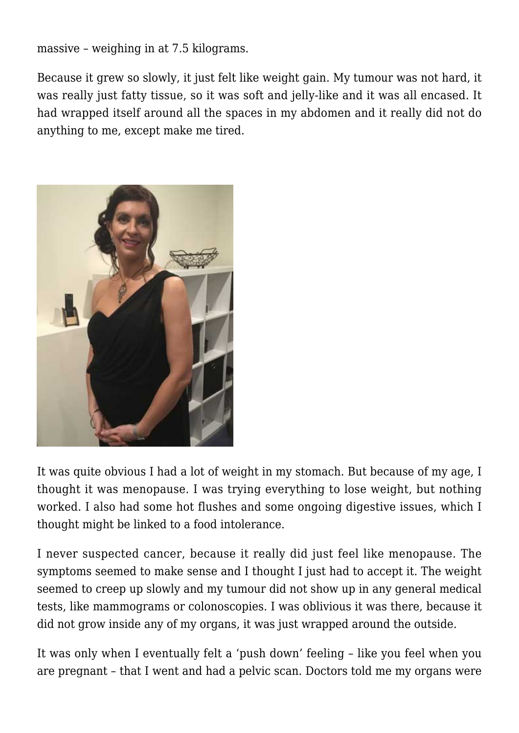massive – weighing in at 7.5 kilograms.

Because it grew so slowly, it just felt like weight gain. My tumour was not hard, it was really just fatty tissue, so it was soft and jelly-like and it was all encased. It had wrapped itself around all the spaces in my abdomen and it really did not do anything to me, except make me tired.

It was quite obvious I had a lot of weight in my stomach. But because of my age, I thought it was menopause. I was trying everything to lose weight, but nothing worked. I also had some hot flushes and some ongoing digestive issues, which I thought might be linked to a food intolerance.

I never suspected cancer, because it really did just feel like menopause. The symptoms seemed to make sense and I thought I just had to accept it. The weight seemed to creep up slowly and my tumour did not show up in any general medical tests, like mammograms or colonoscopies. I was oblivious it was there, because it did not grow inside any of my organs, it was just wrapped around the outside.

It was only when I eventually felt a 'push down' feeling – like you feel when you are pregnant – that I went and had a pelvic scan. Doctors told me my organs were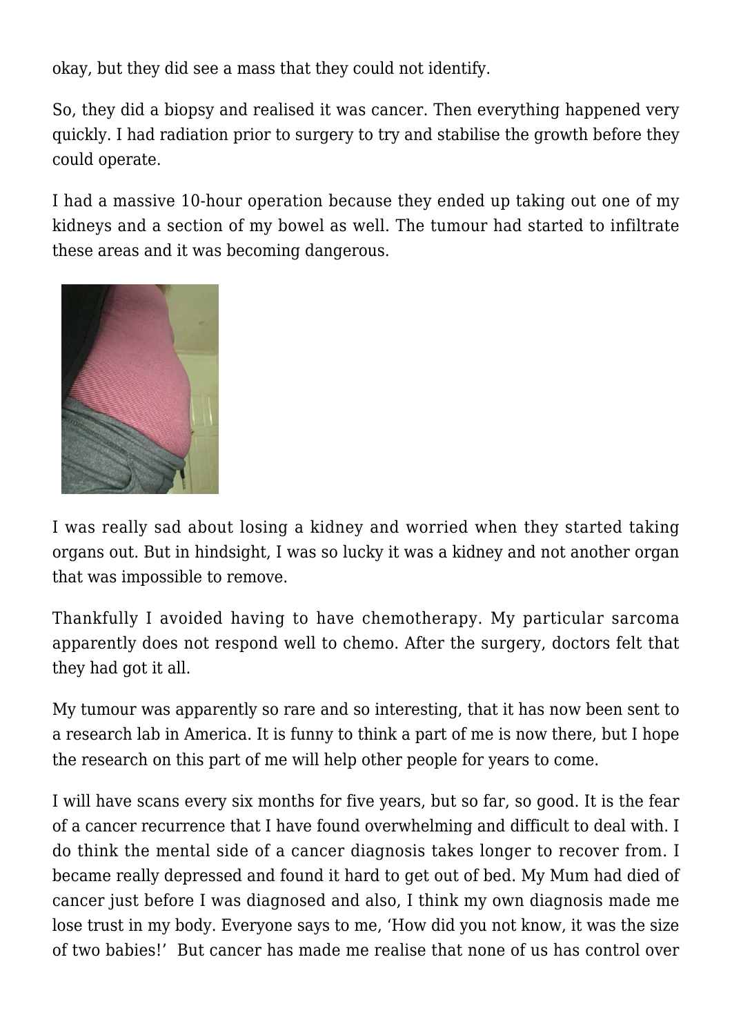okay, but they did see a mass that they could not identify.

So, they did a biopsy and realised it was cancer. Then everything happened very quickly. I had radiation prior to surgery to try and stabilise the growth before they could operate.

I had a massive 10-hour operation because they ended up taking out one of my kidneys and a section of my bowel as well. The tumour had started to infiltrate these areas and it was becoming dangerous.

I was really sad about losing a kidney and worried when they started taking organs out. But in hindsight, I was so lucky it was a kidney and not another organ that was impossible to remove.

Thankfully I avoided having to have chemotherapy. My particular sarcoma apparently does not respond well to chemo. After the surgery, doctors felt that they had got it all.

My tumour was apparently so rare and so interesting, that it has now been sent to a research lab in America. It is funny to think a part of me is now there, but I hope the research on this part of me will help other people for years to come.

I will have scans every six months for five years, but so far, so good. It is the fear of a cancer recurrence that I have found overwhelming and difficult to deal with. I do think the mental side of a cancer diagnosis takes longer to recover from. I became really depressed and found it hard to get out of bed. My Mum had died of cancer just before I was diagnosed and also, I think my own diagnosis made me lose trust in my body. Everyone says to me, 'How did you not know, it was the size of two babies!' But cancer has made me realise that none of us has control over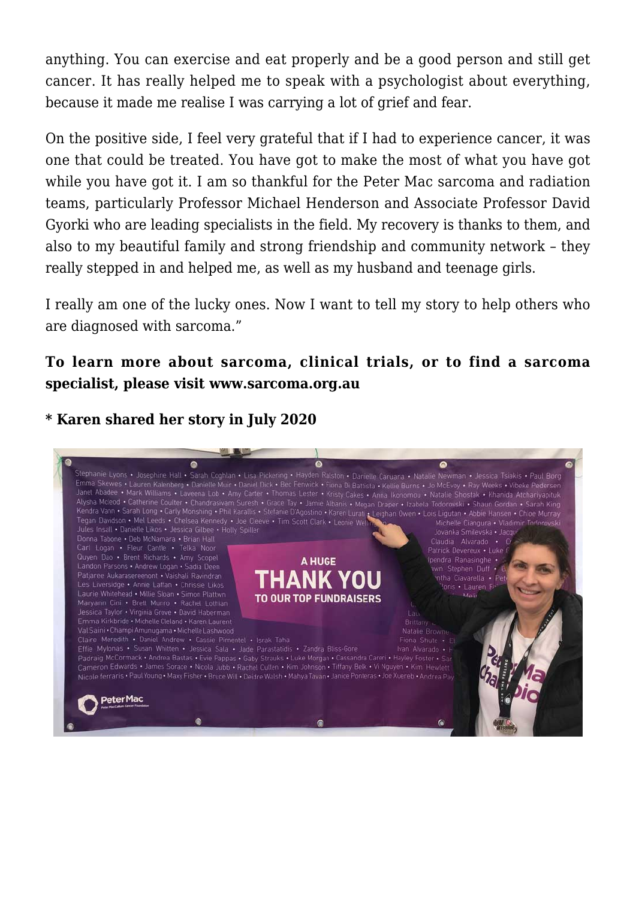anything. You can exercise and eat properly and be a good person and still get cancer. It has really helped me to speak with a psychologist about everything, because it made me realise I was carrying a lot of grief and fear.

On the positive side, I feel very grateful that if I had to experience cancer, it was one that could be treated. You have got to make the most of what you have got while you have got it. I am so thankful for the Peter Mac sarcoma and radiation teams, particularly Professor Michael Henderson and Associate Professor David Gyorki who are leading specialists in the field. My recovery is thanks to them, and also to my beautiful family and strong friendship and community network – they really stepped in and helped me, as well as my husband and teenage girls.

I really am one of the lucky ones. Now I want to tell my story to help others who are diagnosed with sarcoma."

**To learn more about sarcoma, clinical trials, or to find a sarcoma specialist, please visit www.sarcoma.org.au**

**\* Karen shared her story in July 2020**